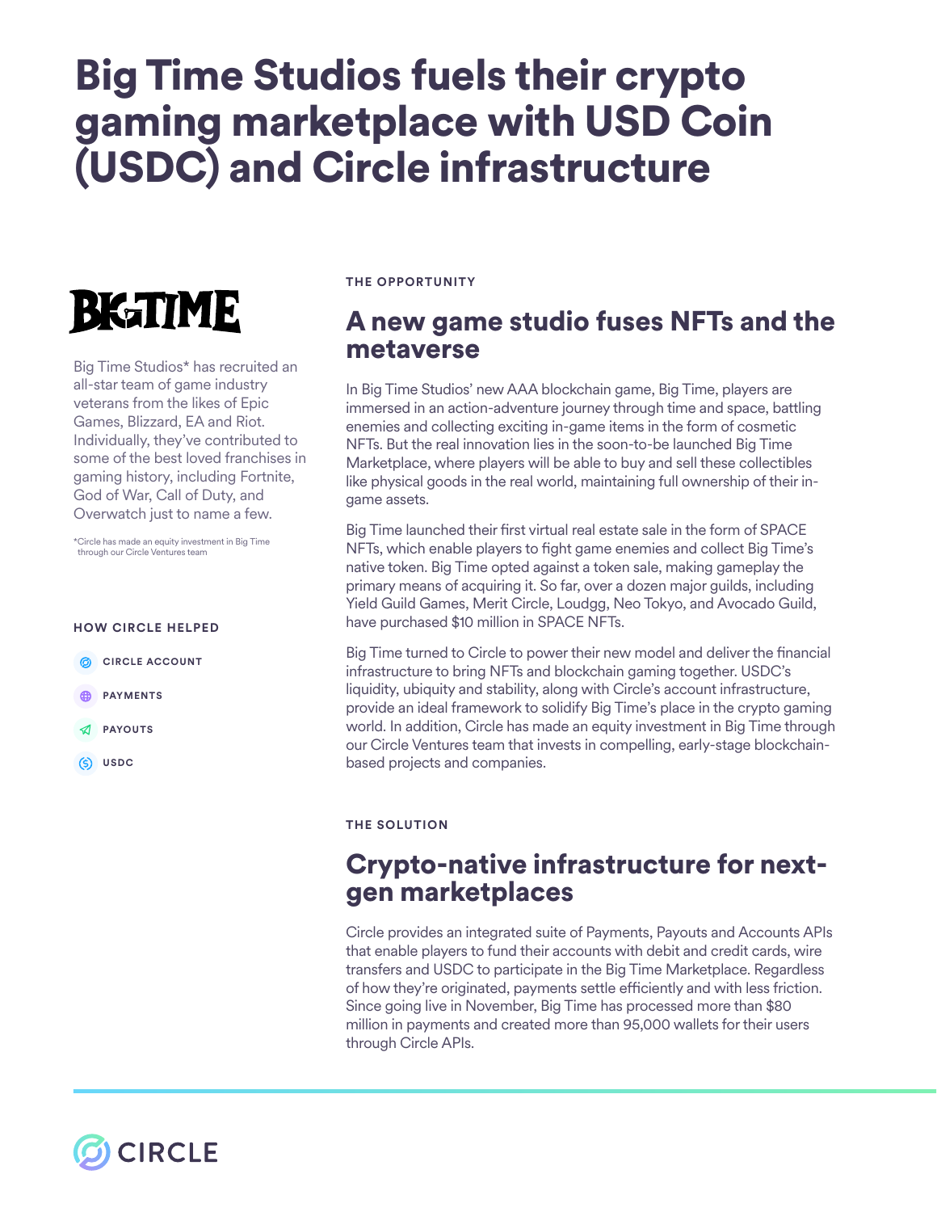# Big Time Studios fuels their crypto gaming marketplace with USD Coin (USDC) and Circle infrastructure

BIGTIME

Big Time Studios* has recruited an all-star team of game industry veterans from the likes of Epic Games, Blizzard, EA and Riot. Individually, they've contributed to some of the best loved franchises in gaming history, including Fortnite, God of War, Call of Duty, and Overwatch just to name a few.

*Circle has made an equity investment in Big Time through our Circle Ventures team

**HOW CIRCLE HELPED**

- CIRCLE ACCOUNT
- PAYMENTS
- PAYOUTS
- USDC

**THE OPPORTUNITY**

## A new game studio fuses NFTs and the metaverse

In Big Time Studios' new AAA blockchain game, Big Time, players are immersed in an action-adventure journey through time and space, battling enemies and collecting exciting in-game items in the form of cosmetic NFTs. But the real innovation lies in the soon-to-be launched Big Time Marketplace, where players will be able to buy and sell these collectibles like physical goods in the real world, maintaining full ownership of their in-game assets.

Big Time launched their first virtual real estate sale in the form of SPACE NFTs, which enable players to fight game enemies and collect Big Time's native token. Big Time opted against a token sale, making gameplay the primary means of acquiring it. So far, over a dozen major guilds, including Yield Guild Games, Merit Circle, Loudgg, Neo Tokyo, and Avocado Guild, have purchased $10 million in SPACE NFTs.

Big Time turned to Circle to power their new model and deliver the financial infrastructure to bring NFTs and blockchain gaming together. USDC's liquidity, ubiquity and stability, along with Circle's account infrastructure, provide an ideal framework to solidify Big Time's place in the crypto gaming world. In addition, Circle has made an equity investment in Big Time through our Circle Ventures team that invests in compelling, early-stage blockchain-based projects and companies.

**THE SOLUTION**

## Crypto-native infrastructure for next-gen marketplaces

Circle provides an integrated suite of Payments, Payouts and Accounts APIs that enable players to fund their accounts with debit and credit cards, wire transfers and USDC to participate in the Big Time Marketplace. Regardless of how they're originated, payments settle efficiently and with less friction. Since going live in November, Big Time has processed more than $80 million in payments and created more than 95,000 wallets for their users through Circle APIs.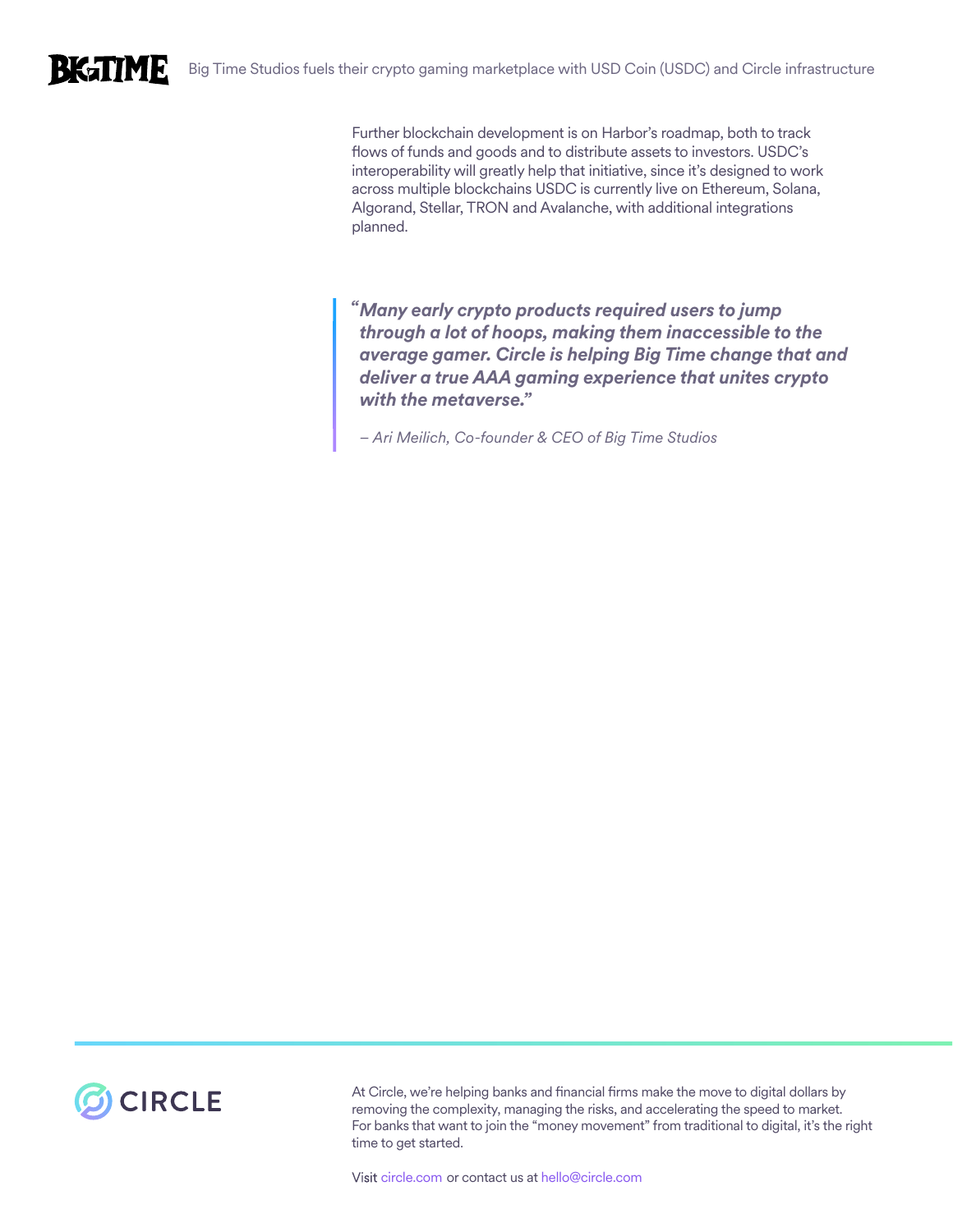Further blockchain development is on Harbor's roadmap, both to track flows of funds and goods and to distribute assets to investors. USDC's interoperability will greatly help that initiative, since it's designed to work across multiple blockchains USDC is currently live on Ethereum, Solana, Algorand, Stellar, TRON and Avalanche, with additional integrations planned.

> ***"Many early crypto products required users to jump through a lot of hoops, making them inaccessible to the average gamer. Circle is helping Big Time change that and deliver a true AAA gaming experience that unites crypto with the metaverse."***
>
> *– Ari Meilich, Co-founder & CEO of Big Time Studios*

CIRCLE

At Circle, we're helping banks and financial firms make the move to digital dollars by removing the complexity, managing the risks, and accelerating the speed to market. For banks that want to join the "money movement" from traditional to digital, it's the right time to get started.

Visit circle.com or contact us at hello@circle.com